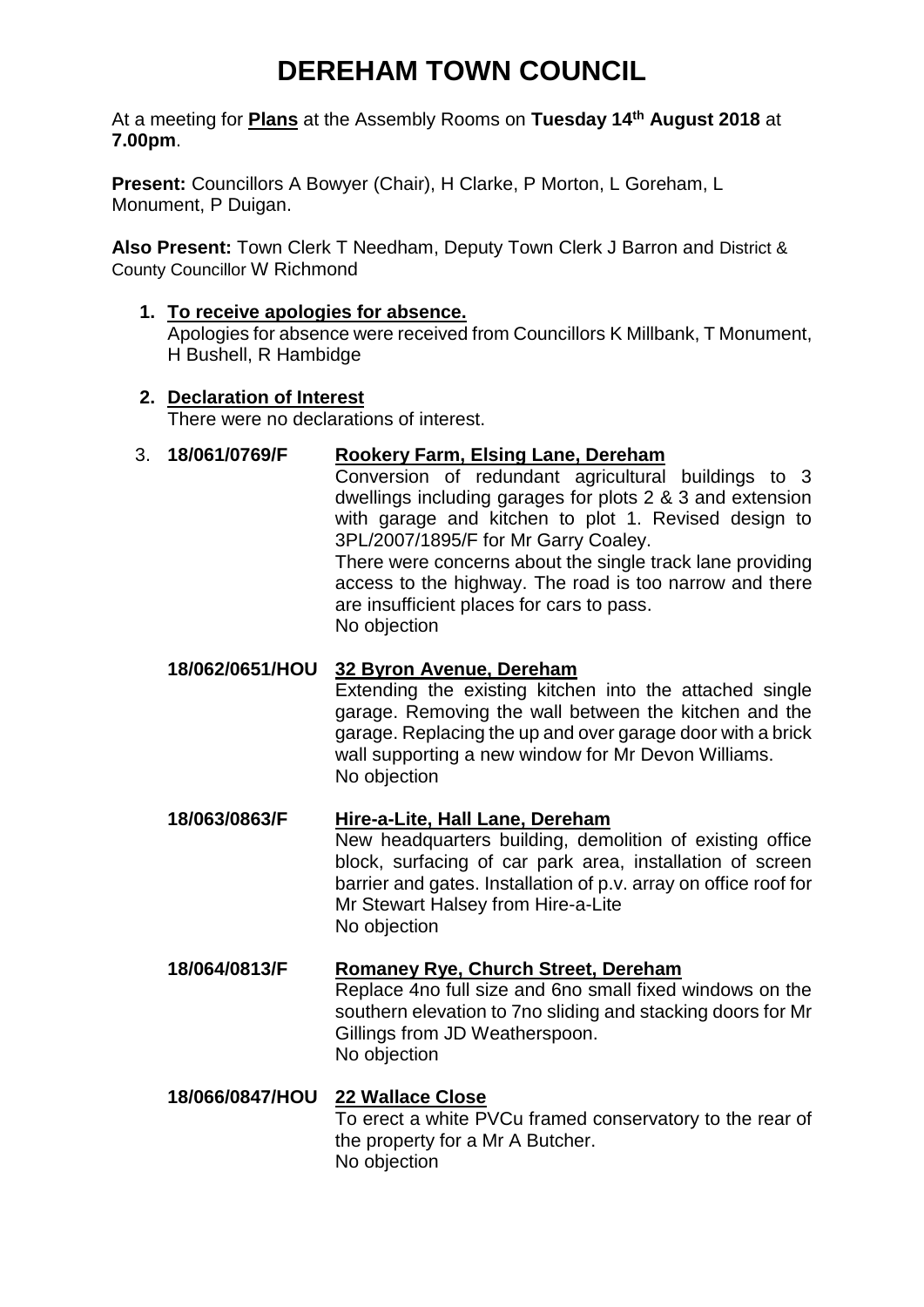# DEREHAM TOWN COUNCIL

At a meeting for **Plans** at the Assembly Rooms on **Tuesday 14th August 2018** at **7.00pm**.

**Present:** Councillors A Bowyer (Chair), H Clarke, P Morton, L Goreham, L Monument, P Duigan.

**Also Present:** Town Clerk T Needham, Deputy Town Clerk J Barron and District & County Councillor W Richmond

1. **To receive apologies for absence.**
   Apologies for absence were received from Councillors K Millbank, T Monument, H Bushell, R Hambidge

2. **Declaration of Interest**
   There were no declarations of interest.

3. **18/061/0769/F** **Rookery Farm, Elsing Lane, Dereham**
   Conversion of redundant agricultural buildings to 3 dwellings including garages for plots 2 & 3 and extension with garage and kitchen to plot 1. Revised design to 3PL/2007/1895/F for Mr Garry Coaley.
   There were concerns about the single track lane providing access to the highway. The road is too narrow and there are insufficient places for cars to pass.
   No objection

   **18/062/0651/HOU** **32 Byron Avenue, Dereham**
   Extending the existing kitchen into the attached single garage. Removing the wall between the kitchen and the garage. Replacing the up and over garage door with a brick wall supporting a new window for Mr Devon Williams.
   No objection

   **18/063/0863/F** **Hire-a-Lite, Hall Lane, Dereham**
   New headquarters building, demolition of existing office block, surfacing of car park area, installation of screen barrier and gates. Installation of p.v. array on office roof for Mr Stewart Halsey from Hire-a-Lite
   No objection

   **18/064/0813/F** **Romaney Rye, Church Street, Dereham**
   Replace 4no full size and 6no small fixed windows on the southern elevation to 7no sliding and stacking doors for Mr Gillings from JD Weatherspoon.
   No objection

   **18/066/0847/HOU** **22 Wallace Close**
   To erect a white PVCu framed conservatory to the rear of the property for a Mr A Butcher.
   No objection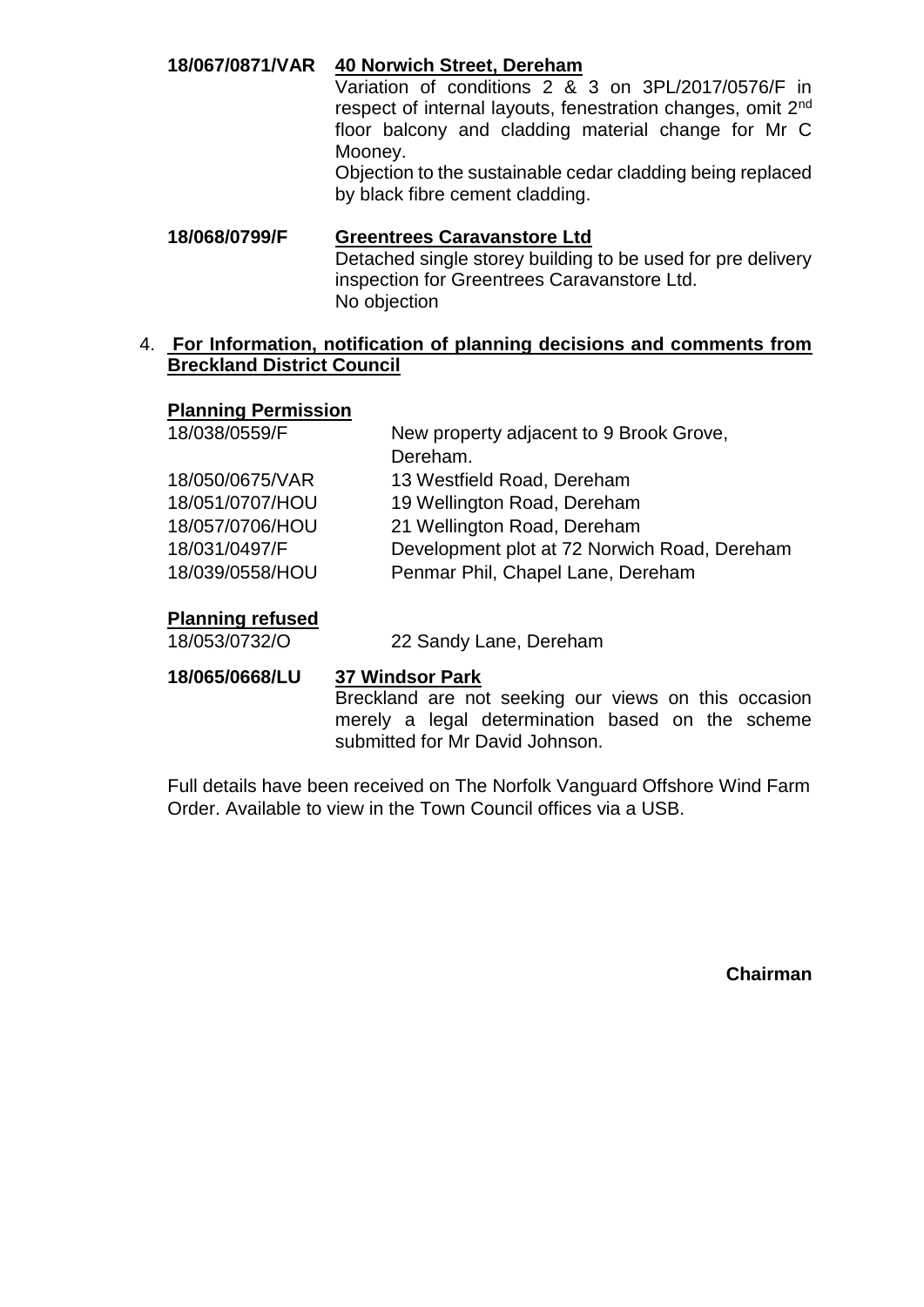**18/067/0871/VAR** **40 Norwich Street, Dereham**

Variation of conditions 2 & 3 on 3PL/2017/0576/F in respect of internal layouts, fenestration changes, omit 2nd floor balcony and cladding material change for Mr C Mooney.

Objection to the sustainable cedar cladding being replaced by black fibre cement cladding.

**18/068/0799/F** **Greentrees Caravanstore Ltd**

Detached single storey building to be used for pre delivery inspection for Greentrees Caravanstore Ltd.

No objection

4. **For Information, notification of planning decisions and comments from Breckland District Council**

**Planning Permission**

| | |
|---|---|
| 18/038/0559/F | New property adjacent to 9 Brook Grove, Dereham. |
| 18/050/0675/VAR | 13 Westfield Road, Dereham |
| 18/051/0707/HOU | 19 Wellington Road, Dereham |
| 18/057/0706/HOU | 21 Wellington Road, Dereham |
| 18/031/0497/F | Development plot at 72 Norwich Road, Dereham |
| 18/039/0558/HOU | Penmar Phil, Chapel Lane, Dereham |

**Planning refused**

18/053/0732/O 22 Sandy Lane, Dereham

**18/065/0668/LU** **37 Windsor Park**

Breckland are not seeking our views on this occasion merely a legal determination based on the scheme submitted for Mr David Johnson.

Full details have been received on The Norfolk Vanguard Offshore Wind Farm Order. Available to view in the Town Council offices via a USB.

**Chairman**